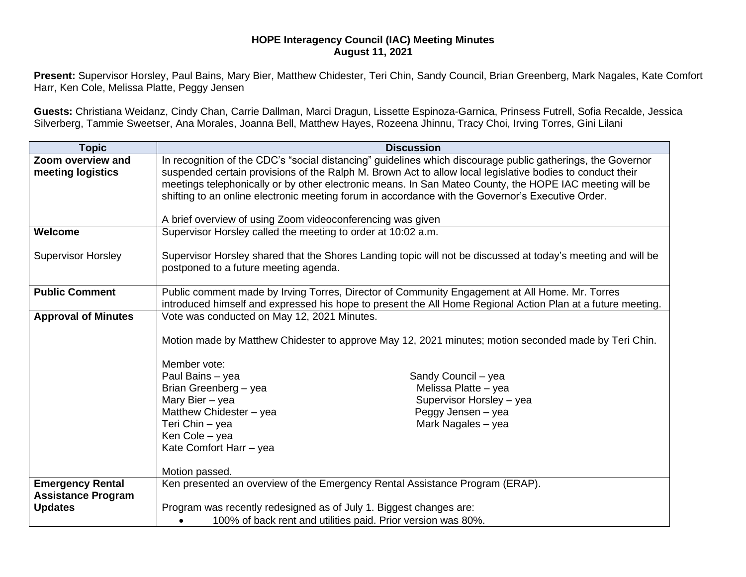**HOPE Interagency Council (IAC) Meeting Minutes**
**August 11, 2021**

**Present:** Supervisor Horsley, Paul Bains, Mary Bier, Matthew Chidester, Teri Chin, Sandy Council, Brian Greenberg, Mark Nagales, Kate Comfort Harr, Ken Cole, Melissa Platte, Peggy Jensen

**Guests:** Christiana Weidanz, Cindy Chan, Carrie Dallman, Marci Dragun, Lissette Espinoza-Garnica, Prinsess Futrell, Sofia Recalde, Jessica Silverberg, Tammie Sweetser, Ana Morales, Joanna Bell, Matthew Hayes, Rozeena Jhinnu, Tracy Choi, Irving Torres, Gini Lilani

| Topic | Discussion |
|---|---|
| **Zoom overview and meeting logistics** | In recognition of the CDC's "social distancing" guidelines which discourage public gatherings, the Governor suspended certain provisions of the Ralph M. Brown Act to allow local legislative bodies to conduct their meetings telephonically or by other electronic means. In San Mateo County, the HOPE IAC meeting will be shifting to an online electronic meeting forum in accordance with the Governor's Executive Order.<br><br>A brief overview of using Zoom videoconferencing was given |
| **Welcome**<br><br>Supervisor Horsley | Supervisor Horsley called the meeting to order at 10:02 a.m.<br><br>Supervisor Horsley shared that the Shores Landing topic will not be discussed at today's meeting and will be postponed to a future meeting agenda. |
| **Public Comment** | Public comment made by Irving Torres, Director of Community Engagement at All Home. Mr. Torres introduced himself and expressed his hope to present the All Home Regional Action Plan at a future meeting. |
| **Approval of Minutes** | Vote was conducted on May 12, 2021 Minutes.<br><br>Motion made by Matthew Chidester to approve May 12, 2021 minutes; motion seconded made by Teri Chin.<br><br>Member vote:<br>Paul Bains – yea<br>Brian Greenberg – yea<br>Mary Bier – yea<br>Matthew Chidester – yea<br>Teri Chin – yea<br>Ken Cole – yea<br>Kate Comfort Harr – yea<br>Sandy Council – yea<br>Melissa Platte – yea<br>Supervisor Horsley – yea<br>Peggy Jensen – yea<br>Mark Nagales – yea<br><br>Motion passed. |
| **Emergency Rental Assistance Program Updates** | Ken presented an overview of the Emergency Rental Assistance Program (ERAP).<br><br>Program was recently redesigned as of July 1. Biggest changes are:<br>• 100% of back rent and utilities paid. Prior version was 80%. |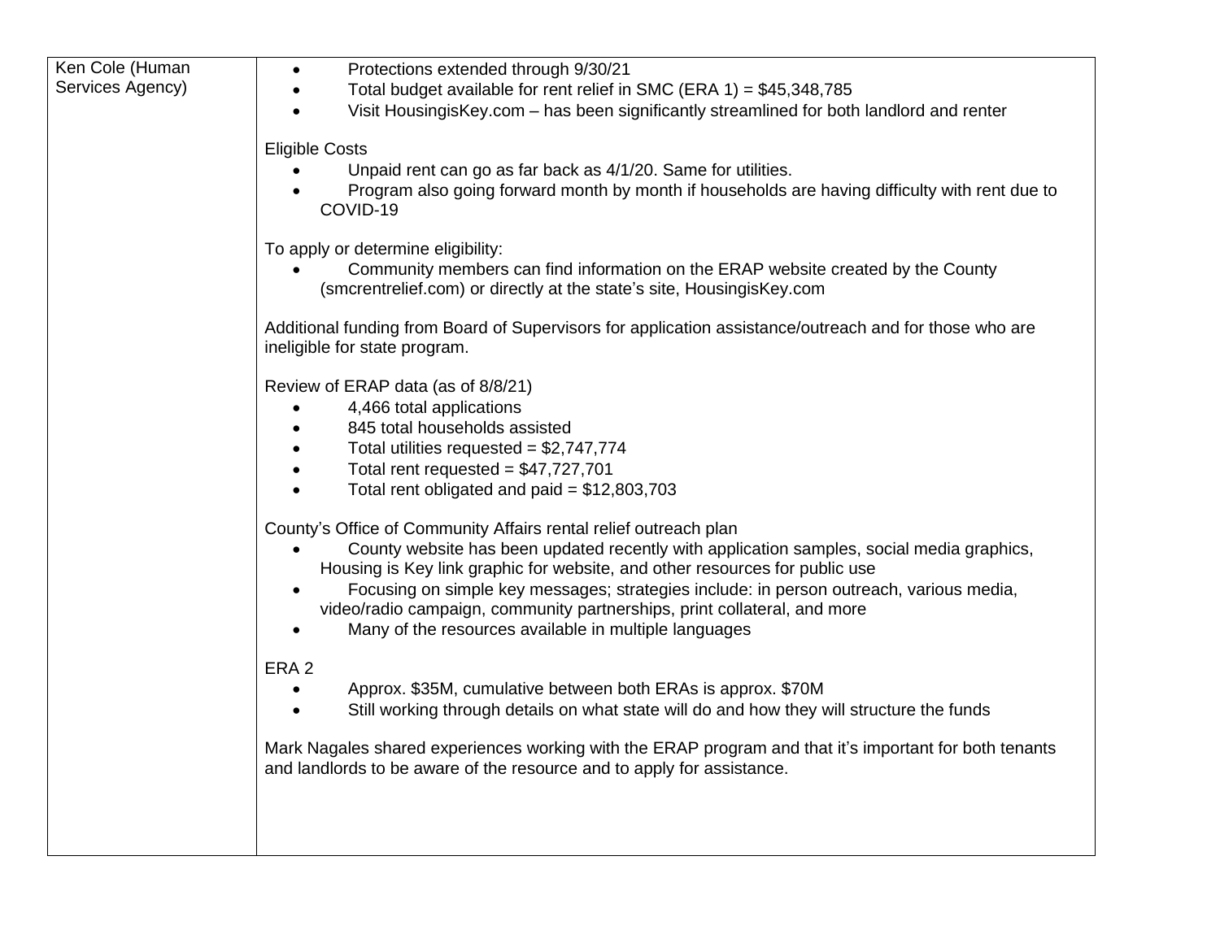| Ken Cole (Human Services Agency) | • Protections extended through 9/30/21<br>• Total budget available for rent relief in SMC (ERA 1) = $45,348,785<br>• Visit HousingisKey.com – has been significantly streamlined for both landlord and renter<br><br>Eligible Costs<br>• Unpaid rent can go as far back as 4/1/20. Same for utilities.<br>• Program also going forward month by month if households are having difficulty with rent due to COVID-19<br><br>To apply or determine eligibility:<br>• Community members can find information on the ERAP website created by the County (smcrentrelief.com) or directly at the state's site, HousingisKey.com<br><br>Additional funding from Board of Supervisors for application assistance/outreach and for those who are ineligible for state program.<br><br>Review of ERAP data (as of 8/8/21)<br>• 4,466 total applications<br>• 845 total households assisted<br>• Total utilities requested = $2,747,774<br>• Total rent requested = $47,727,701<br>• Total rent obligated and paid = $12,803,703<br><br>County's Office of Community Affairs rental relief outreach plan<br>• County website has been updated recently with application samples, social media graphics, Housing is Key link graphic for website, and other resources for public use<br>• Focusing on simple key messages; strategies include: in person outreach, various media, video/radio campaign, community partnerships, print collateral, and more<br>• Many of the resources available in multiple languages<br><br>ERA 2<br>• Approx. $35M, cumulative between both ERAs is approx. $70M<br>• Still working through details on what state will do and how they will structure the funds<br><br>Mark Nagales shared experiences working with the ERAP program and that it's important for both tenants and landlords to be aware of the resource and to apply for assistance. |
|---|---|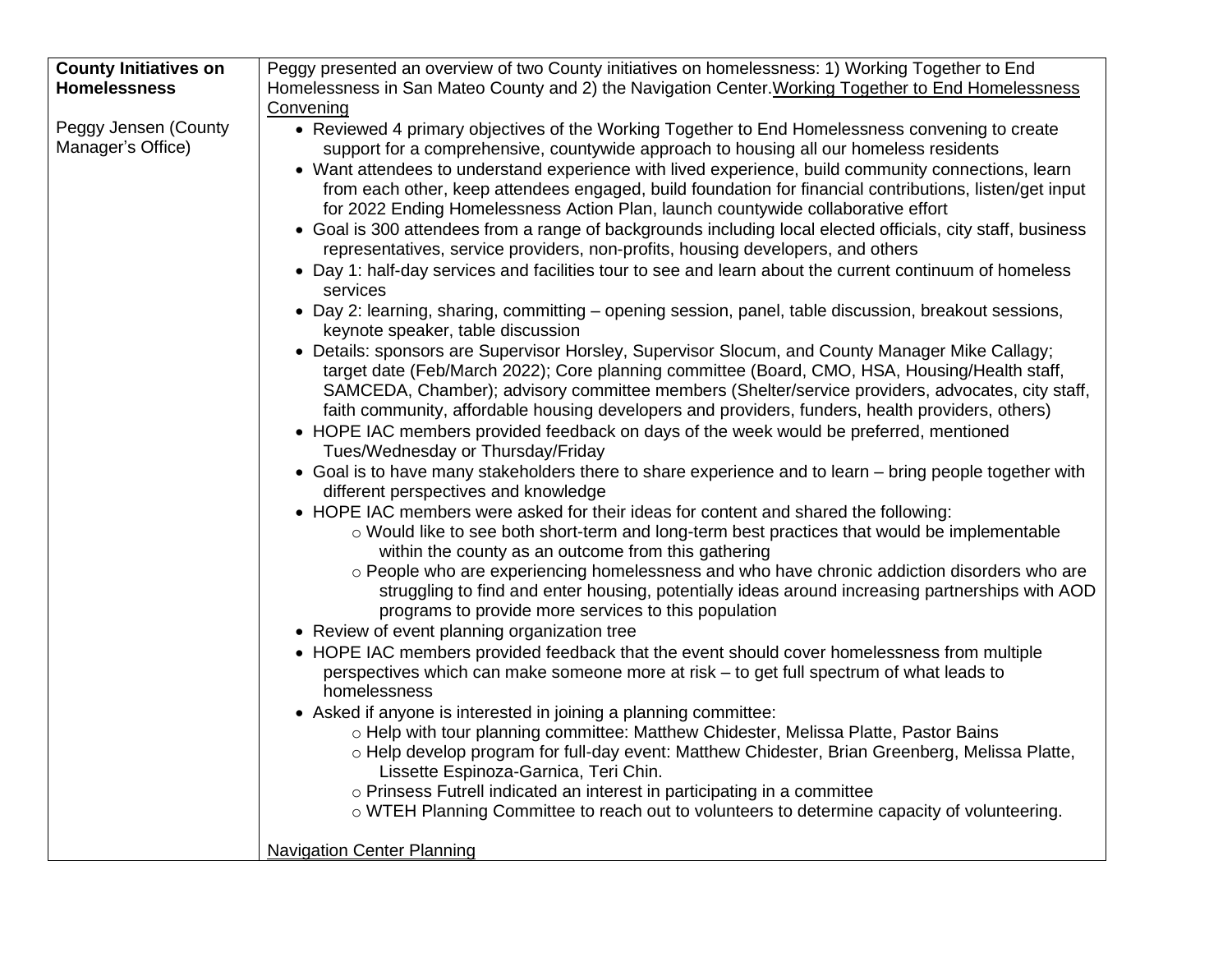| | |
|---|---|
| **County Initiatives on Homelessness**<br><br>Peggy Jensen (County Manager's Office) | Peggy presented an overview of two County initiatives on homelessness: 1) Working Together to End Homelessness in San Mateo County and 2) the Navigation Center. <u>Working Together to End Homelessness Convening</u><br>• Reviewed 4 primary objectives of the Working Together to End Homelessness convening to create support for a comprehensive, countywide approach to housing all our homeless residents<br>• Want attendees to understand experience with lived experience, build community connections, learn from each other, keep attendees engaged, build foundation for financial contributions, listen/get input for 2022 Ending Homelessness Action Plan, launch countywide collaborative effort<br>• Goal is 300 attendees from a range of backgrounds including local elected officials, city staff, business representatives, service providers, non-profits, housing developers, and others<br>• Day 1: half-day services and facilities tour to see and learn about the current continuum of homeless services<br>• Day 2: learning, sharing, committing – opening session, panel, table discussion, breakout sessions, keynote speaker, table discussion<br>• Details: sponsors are Supervisor Horsley, Supervisor Slocum, and County Manager Mike Callagy; target date (Feb/March 2022); Core planning committee (Board, CMO, HSA, Housing/Health staff, SAMCEDA, Chamber); advisory committee members (Shelter/service providers, advocates, city staff, faith community, affordable housing developers and providers, funders, health providers, others)<br>• HOPE IAC members provided feedback on days of the week would be preferred, mentioned Tues/Wednesday or Thursday/Friday<br>• Goal is to have many stakeholders there to share experience and to learn – bring people together with different perspectives and knowledge<br>• HOPE IAC members were asked for their ideas for content and shared the following:<br>&nbsp;&nbsp;&nbsp;&nbsp;○ Would like to see both short-term and long-term best practices that would be implementable within the county as an outcome from this gathering<br>&nbsp;&nbsp;&nbsp;&nbsp;○ People who are experiencing homelessness and who have chronic addiction disorders who are struggling to find and enter housing, potentially ideas around increasing partnerships with AOD programs to provide more services to this population<br>• Review of event planning organization tree<br>• HOPE IAC members provided feedback that the event should cover homelessness from multiple perspectives which can make someone more at risk – to get full spectrum of what leads to homelessness<br>• Asked if anyone is interested in joining a planning committee:<br>&nbsp;&nbsp;&nbsp;&nbsp;○ Help with tour planning committee: Matthew Chidester, Melissa Platte, Pastor Bains<br>&nbsp;&nbsp;&nbsp;&nbsp;○ Help develop program for full-day event: Matthew Chidester, Brian Greenberg, Melissa Platte, Lissette Espinoza-Garnica, Teri Chin.<br>&nbsp;&nbsp;&nbsp;&nbsp;○ Prinsess Futrell indicated an interest in participating in a committee<br>&nbsp;&nbsp;&nbsp;&nbsp;○ WTEH Planning Committee to reach out to volunteers to determine capacity of volunteering.<br><br><u>Navigation Center Planning</u> |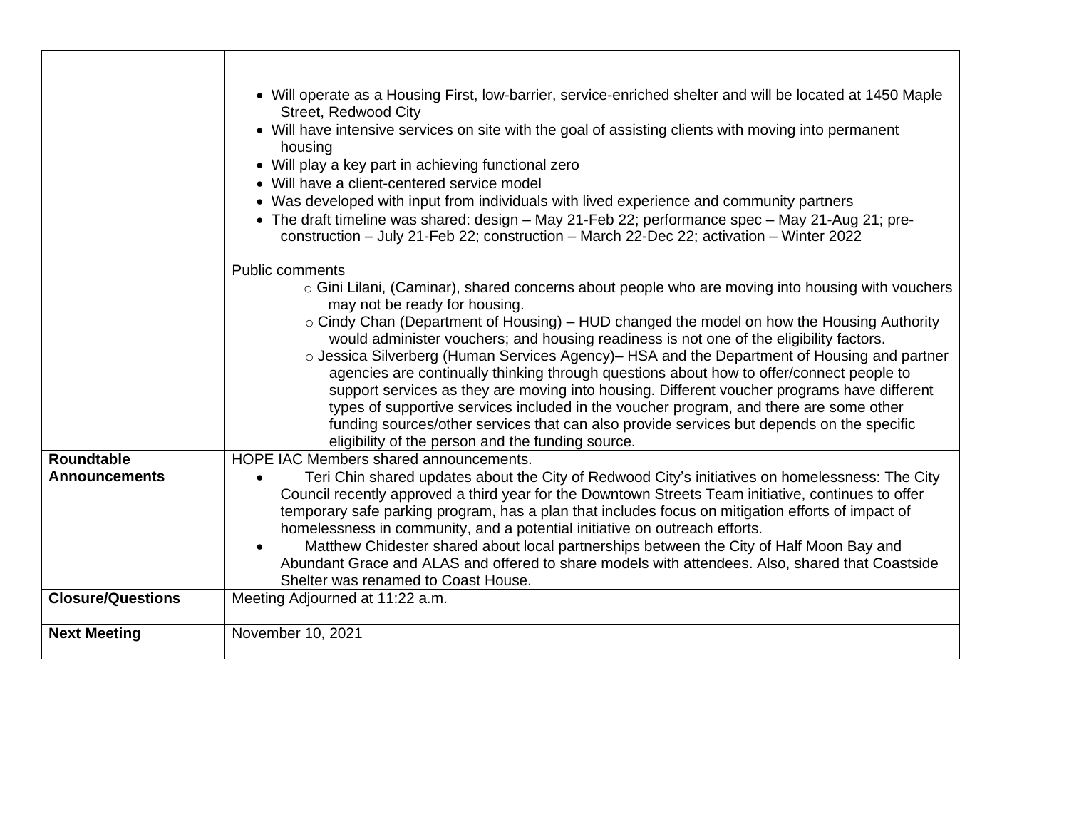| | |
|---|---|
| | • Will operate as a Housing First, low-barrier, service-enriched shelter and will be located at 1450 Maple Street, Redwood City<br>• Will have intensive services on site with the goal of assisting clients with moving into permanent housing<br>• Will play a key part in achieving functional zero<br>• Will have a client-centered service model<br>• Was developed with input from individuals with lived experience and community partners<br>• The draft timeline was shared: design – May 21-Feb 22; performance spec – May 21-Aug 21; pre-construction – July 21-Feb 22; construction – March 22-Dec 22; activation – Winter 2022<br><br>Public comments<br>○ Gini Lilani, (Caminar), shared concerns about people who are moving into housing with vouchers may not be ready for housing.<br>○ Cindy Chan (Department of Housing) – HUD changed the model on how the Housing Authority would administer vouchers; and housing readiness is not one of the eligibility factors.<br>○ Jessica Silverberg (Human Services Agency)– HSA and the Department of Housing and partner agencies are continually thinking through questions about how to offer/connect people to support services as they are moving into housing. Different voucher programs have different types of supportive services included in the voucher program, and there are some other funding sources/other services that can also provide services but depends on the specific eligibility of the person and the funding source. |
| **Roundtable Announcements** | HOPE IAC Members shared announcements.<br>• Teri Chin shared updates about the City of Redwood City's initiatives on homelessness: The City Council recently approved a third year for the Downtown Streets Team initiative, continues to offer temporary safe parking program, has a plan that includes focus on mitigation efforts of impact of homelessness in community, and a potential initiative on outreach efforts.<br>• Matthew Chidester shared about local partnerships between the City of Half Moon Bay and Abundant Grace and ALAS and offered to share models with attendees. Also, shared that Coastside Shelter was renamed to Coast House. |
| **Closure/Questions** | Meeting Adjourned at 11:22 a.m. |
| **Next Meeting** | November 10, 2021 |